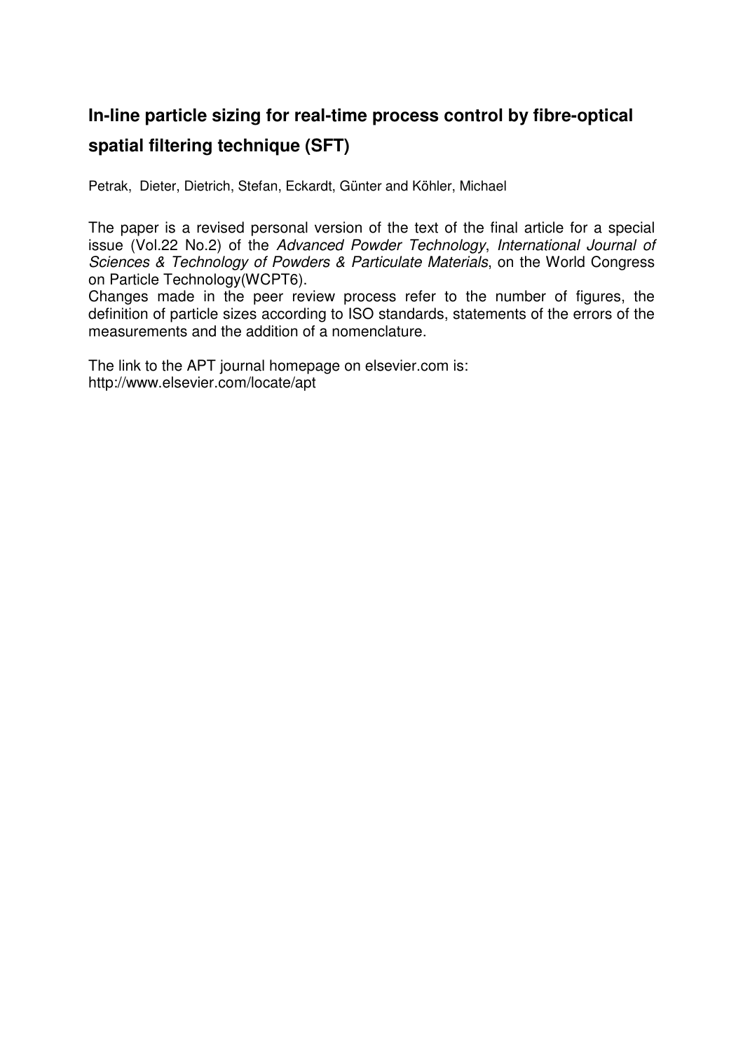# In-line particle sizing for real-time process control by fibre-optical spatial filtering technique (SFT)

Petrak, Dieter, Dietrich, Stefan, Eckardt, Günter and Köhler, Michael

The paper is a revised personal version of the text of the final article for a special issue (Vol.22 No.2) of the *Advanced Powder Technology*, *International Journal of Sciences & Technology of Powders & Particulate Materials*, on the World Congress on Particle Technology(WCPT6).
Changes made in the peer review process refer to the number of figures, the definition of particle sizes according to ISO standards, statements of the errors of the measurements and the addition of a nomenclature.

The link to the APT journal homepage on elsevier.com is:
http://www.elsevier.com/locate/apt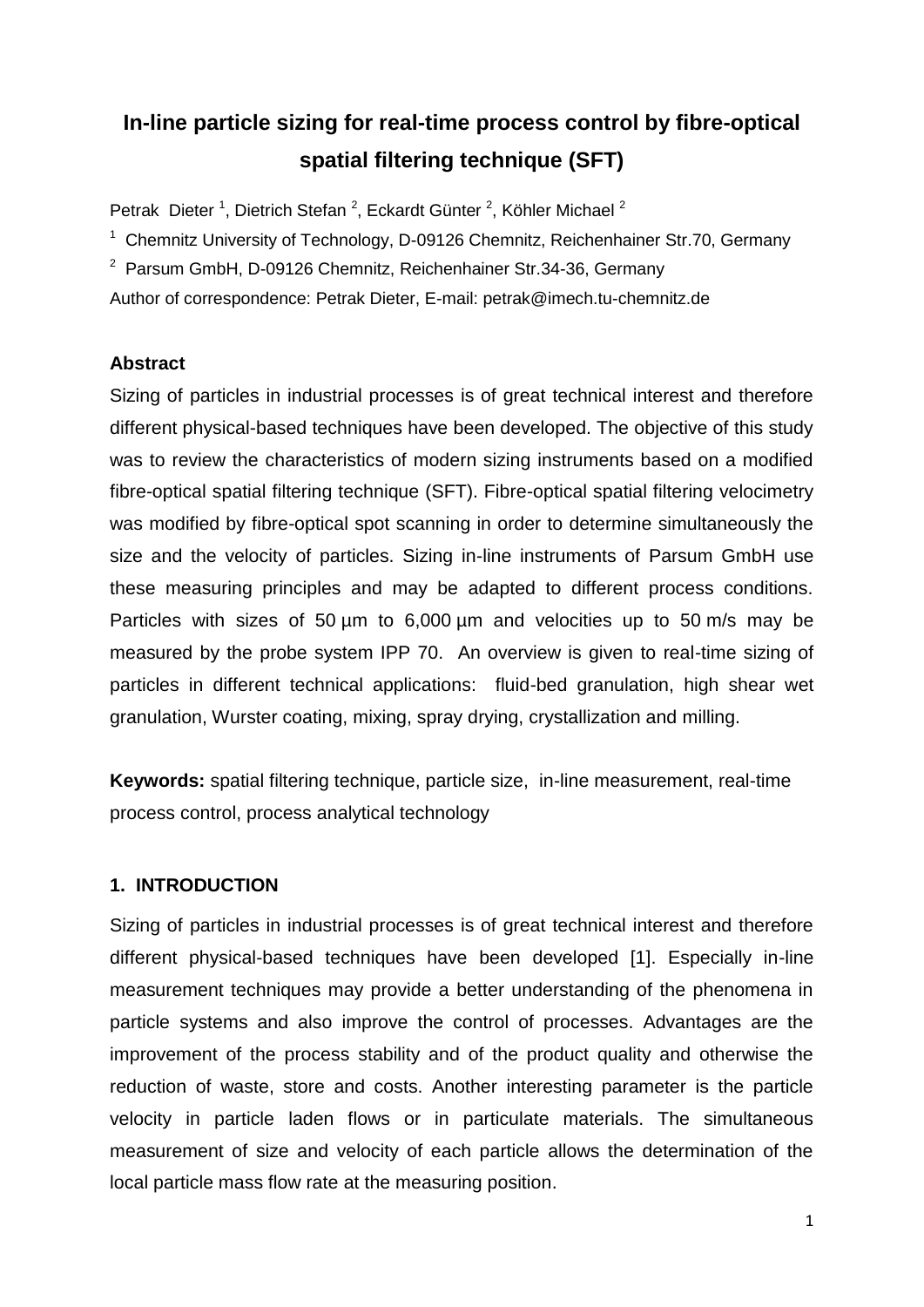# In-line particle sizing for real-time process control by fibre-optical spatial filtering technique (SFT)

Petrak Dieter [1], Dietrich Stefan [2], Eckardt Günter [2], Köhler Michael [2]

[1] Chemnitz University of Technology, D-09126 Chemnitz, Reichenhainer Str.70, Germany

[2] Parsum GmbH, D-09126 Chemnitz, Reichenhainer Str.34-36, Germany

Author of correspondence: Petrak Dieter, E-mail: petrak@imech.tu-chemnitz.de

## Abstract

Sizing of particles in industrial processes is of great technical interest and therefore different physical-based techniques have been developed. The objective of this study was to review the characteristics of modern sizing instruments based on a modified fibre-optical spatial filtering technique (SFT). Fibre-optical spatial filtering velocimetry was modified by fibre-optical spot scanning in order to determine simultaneously the size and the velocity of particles. Sizing in-line instruments of Parsum GmbH use these measuring principles and may be adapted to different process conditions. Particles with sizes of 50 µm to 6,000 µm and velocities up to 50 m/s may be measured by the probe system IPP 70. An overview is given to real-time sizing of particles in different technical applications: fluid-bed granulation, high shear wet granulation, Wurster coating, mixing, spray drying, crystallization and milling.

**Keywords:** spatial filtering technique, particle size, in-line measurement, real-time process control, process analytical technology

## 1. INTRODUCTION

Sizing of particles in industrial processes is of great technical interest and therefore different physical-based techniques have been developed [1]. Especially in-line measurement techniques may provide a better understanding of the phenomena in particle systems and also improve the control of processes. Advantages are the improvement of the process stability and of the product quality and otherwise the reduction of waste, store and costs. Another interesting parameter is the particle velocity in particle laden flows or in particulate materials. The simultaneous measurement of size and velocity of each particle allows the determination of the local particle mass flow rate at the measuring position.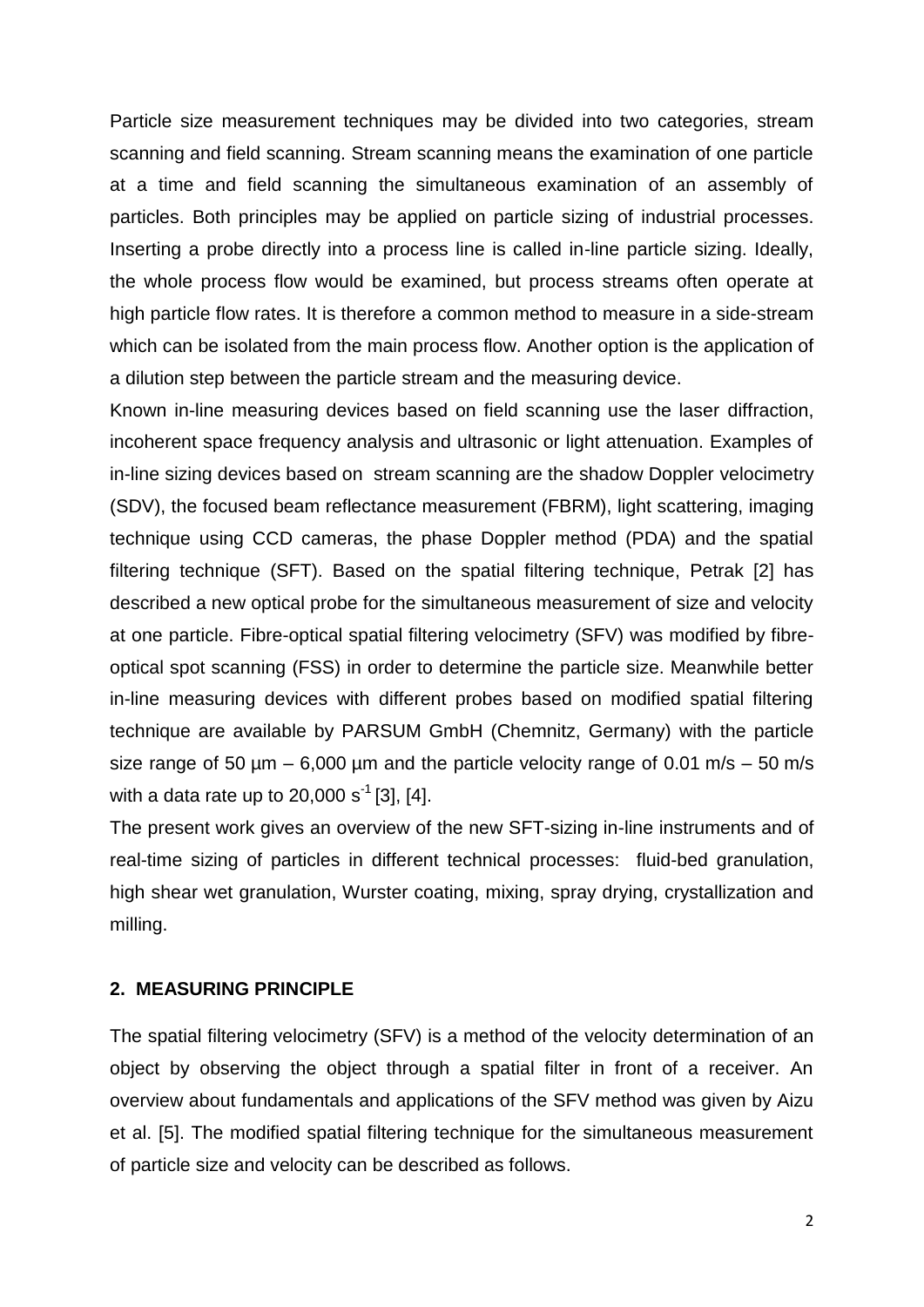Particle size measurement techniques may be divided into two categories, stream scanning and field scanning. Stream scanning means the examination of one particle at a time and field scanning the simultaneous examination of an assembly of particles. Both principles may be applied on particle sizing of industrial processes. Inserting a probe directly into a process line is called in-line particle sizing. Ideally, the whole process flow would be examined, but process streams often operate at high particle flow rates. It is therefore a common method to measure in a side-stream which can be isolated from the main process flow. Another option is the application of a dilution step between the particle stream and the measuring device.

Known in-line measuring devices based on field scanning use the laser diffraction, incoherent space frequency analysis and ultrasonic or light attenuation. Examples of in-line sizing devices based on stream scanning are the shadow Doppler velocimetry (SDV), the focused beam reflectance measurement (FBRM), light scattering, imaging technique using CCD cameras, the phase Doppler method (PDA) and the spatial filtering technique (SFT). Based on the spatial filtering technique, Petrak [2] has described a new optical probe for the simultaneous measurement of size and velocity at one particle. Fibre-optical spatial filtering velocimetry (SFV) was modified by fibre-optical spot scanning (FSS) in order to determine the particle size. Meanwhile better in-line measuring devices with different probes based on modified spatial filtering technique are available by PARSUM GmbH (Chemnitz, Germany) with the particle size range of 50 µm – 6,000 µm and the particle velocity range of 0.01 m/s – 50 m/s with a data rate up to 20,000 $s^{-1}$ [3], [4].

The present work gives an overview of the new SFT-sizing in-line instruments and of real-time sizing of particles in different technical processes: fluid-bed granulation, high shear wet granulation, Wurster coating, mixing, spray drying, crystallization and milling.

## 2. MEASURING PRINCIPLE

The spatial filtering velocimetry (SFV) is a method of the velocity determination of an object by observing the object through a spatial filter in front of a receiver. An overview about fundamentals and applications of the SFV method was given by Aizu et al. [5]. The modified spatial filtering technique for the simultaneous measurement of particle size and velocity can be described as follows.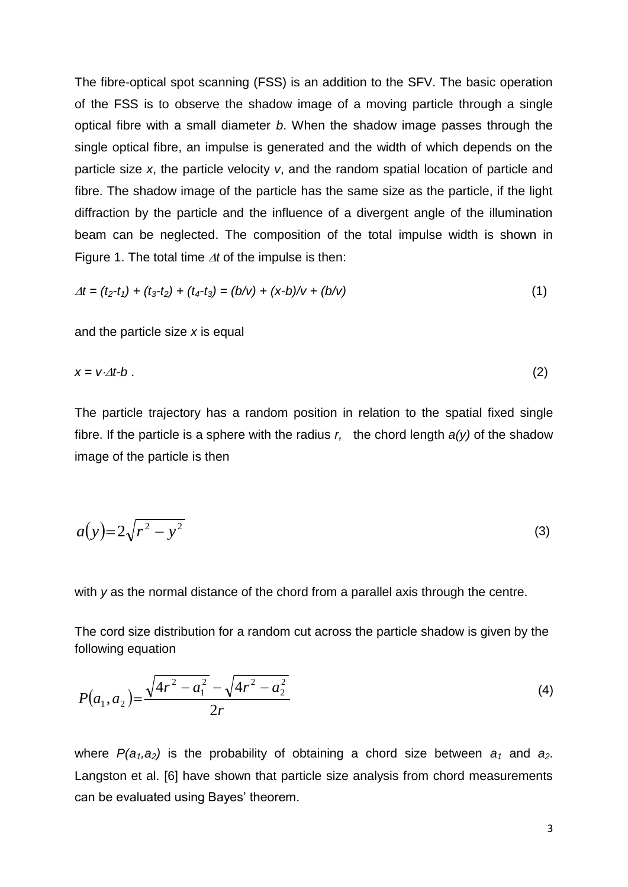The fibre-optical spot scanning (FSS) is an addition to the SFV. The basic operation of the FSS is to observe the shadow image of a moving particle through a single optical fibre with a small diameter $b$. When the shadow image passes through the single optical fibre, an impulse is generated and the width of which depends on the particle size $x$, the particle velocity $v$, and the random spatial location of particle and fibre. The shadow image of the particle has the same size as the particle, if the light diffraction by the particle and the influence of a divergent angle of the illumination beam can be neglected. The composition of the total impulse width is shown in Figure 1. The total time $\Delta t$ of the impulse is then:

$$\Delta t = (t_2-t_1) + (t_3-t_2) + (t_4-t_3) = (b/v) + (x-b)/v + (b/v) \tag{1}$$

and the particle size $x$ is equal

$$x = v \cdot \Delta t - b \,. \tag{2}$$

The particle trajectory has a random position in relation to the spatial fixed single fibre. If the particle is a sphere with the radius $r$, the chord length $a(y)$ of the shadow image of the particle is then

$$a(y) = 2\sqrt{r^2 - y^2} \tag{3}$$

with $y$ as the normal distance of the chord from a parallel axis through the centre.

The cord size distribution for a random cut across the particle shadow is given by the following equation

$$P(a_1, a_2) = \frac{\sqrt{4r^2 - a_1^2} - \sqrt{4r^2 - a_2^2}}{2r} \tag{4}$$

where $P(a_1,a_2)$ is the probability of obtaining a chord size between $a_1$ and $a_2$. Langston et al. [6] have shown that particle size analysis from chord measurements can be evaluated using Bayes' theorem.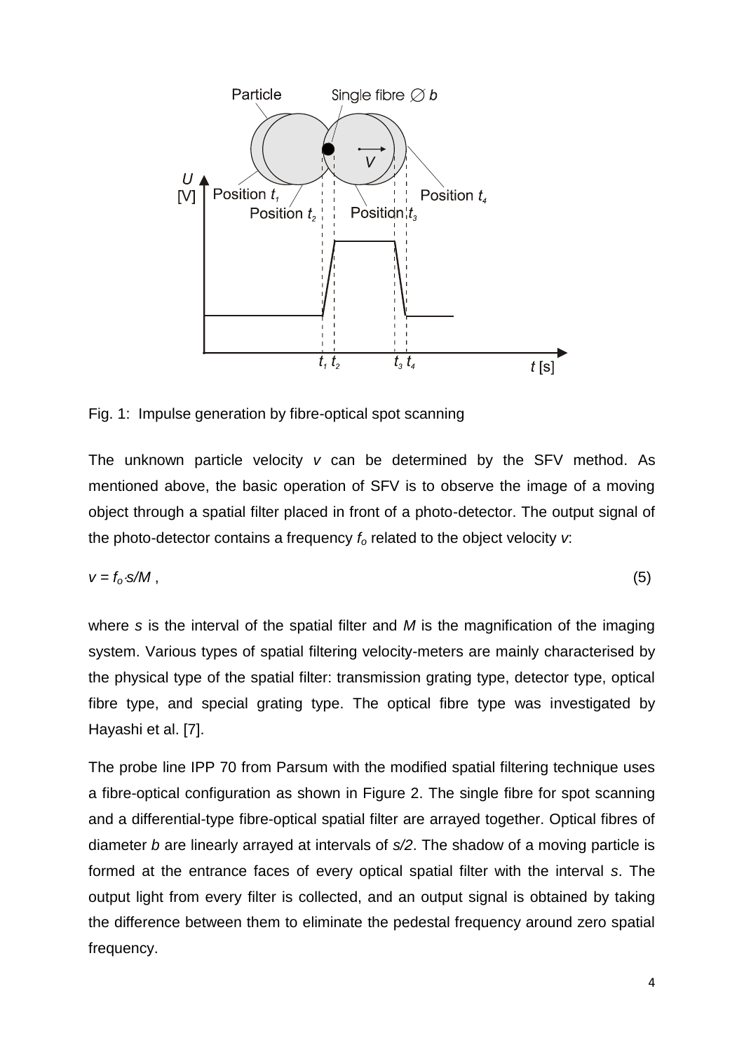Fig. 1: Impulse generation by fibre-optical spot scanning

The unknown particle velocity $v$ can be determined by the SFV method. As mentioned above, the basic operation of SFV is to observe the image of a moving object through a spatial filter placed in front of a photo-detector. The output signal of the photo-detector contains a frequency $f_o$ related to the object velocity $v$:

$$v = f_o \cdot s / M \,, \tag{5}$$

where $s$ is the interval of the spatial filter and $M$ is the magnification of the imaging system. Various types of spatial filtering velocity-meters are mainly characterised by the physical type of the spatial filter: transmission grating type, detector type, optical fibre type, and special grating type. The optical fibre type was investigated by Hayashi et al. [7].

The probe line IPP 70 from Parsum with the modified spatial filtering technique uses a fibre-optical configuration as shown in Figure 2. The single fibre for spot scanning and a differential-type fibre-optical spatial filter are arrayed together. Optical fibres of diameter $b$ are linearly arrayed at intervals of $s/2$. The shadow of a moving particle is formed at the entrance faces of every optical spatial filter with the interval $s$. The output light from every filter is collected, and an output signal is obtained by taking the difference between them to eliminate the pedestal frequency around zero spatial frequency.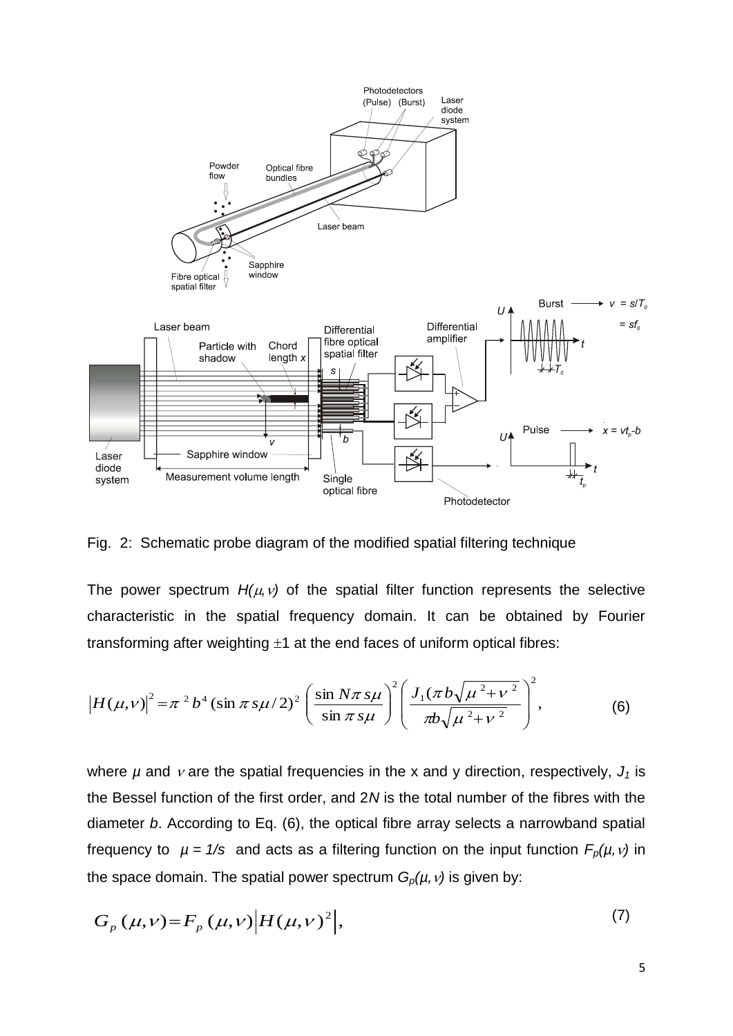Fig. 2: Schematic probe diagram of the modified spatial filtering technique

The power spectrum $H(\mu, \nu)$ of the spatial filter function represents the selective characteristic in the spatial frequency domain. It can be obtained by Fourier transforming after weighting $\pm 1$ at the end faces of uniform optical fibres:

$$\left|H(\mu,\nu)\right|^2 = \pi^2 b^4 (\sin \pi s\mu / 2)^2 \left( \frac{\sin N\pi s\mu}{\sin \pi s\mu} \right)^2 \left( \frac{J_1(\pi b\sqrt{\mu^2+\nu^2})}{\pi b\sqrt{\mu^2+\nu^2}} \right)^2, \qquad (6)$$

where $\mu$ and $\nu$ are the spatial frequencies in the x and y direction, respectively, $J_1$ is the Bessel function of the first order, and $2N$ is the total number of the fibres with the diameter $b$. According to Eq. (6), the optical fibre array selects a narrowband spatial frequency to $\mu = 1/s$ and acts as a filtering function on the input function $F_p(\mu, \nu)$ in the space domain. The spatial power spectrum $G_p(\mu, \nu)$ is given by:

$$G_p(\mu,\nu) = F_p(\mu,\nu)\left|H(\mu,\nu)^2\right|, \qquad (7)$$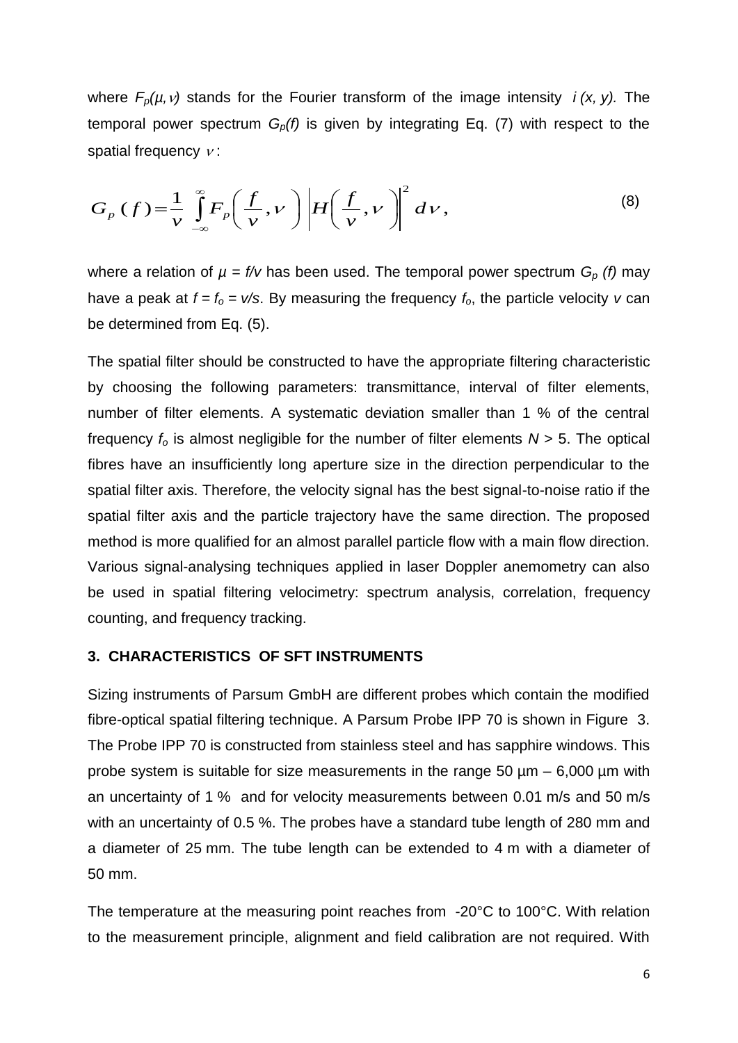where $F_p(\mu, \nu)$ stands for the Fourier transform of the image intensity $i\,(x, y)$. The temporal power spectrum $G_p(f)$ is given by integrating Eq. (7) with respect to the spatial frequency $\nu$:

$$G_p\,(f) = \frac{1}{v} \int_{-\infty}^{\infty} F_p\left( \frac{f}{v}, \nu \right) \left| H\left( \frac{f}{v}, \nu \right) \right|^2 d\nu , \tag{8}$$

where a relation of $\mu = f/v$ has been used. The temporal power spectrum $G_p\,(f)$ may have a peak at $f = f_o = v/s$. By measuring the frequency $f_o$, the particle velocity $v$ can be determined from Eq. (5).

The spatial filter should be constructed to have the appropriate filtering characteristic by choosing the following parameters: transmittance, interval of filter elements, number of filter elements. A systematic deviation smaller than 1 % of the central frequency $f_o$ is almost negligible for the number of filter elements $N > 5$. The optical fibres have an insufficiently long aperture size in the direction perpendicular to the spatial filter axis. Therefore, the velocity signal has the best signal-to-noise ratio if the spatial filter axis and the particle trajectory have the same direction. The proposed method is more qualified for an almost parallel particle flow with a main flow direction. Various signal-analysing techniques applied in laser Doppler anemometry can also be used in spatial filtering velocimetry: spectrum analysis, correlation, frequency counting, and frequency tracking.

### 3. CHARACTERISTICS OF SFT INSTRUMENTS

Sizing instruments of Parsum GmbH are different probes which contain the modified fibre-optical spatial filtering technique. A Parsum Probe IPP 70 is shown in Figure 3. The Probe IPP 70 is constructed from stainless steel and has sapphire windows. This probe system is suitable for size measurements in the range 50 µm – 6,000 µm with an uncertainty of 1 % and for velocity measurements between 0.01 m/s and 50 m/s with an uncertainty of 0.5 %. The probes have a standard tube length of 280 mm and a diameter of 25 mm. The tube length can be extended to 4 m with a diameter of 50 mm.

The temperature at the measuring point reaches from -20°C to 100°C. With relation to the measurement principle, alignment and field calibration are not required. With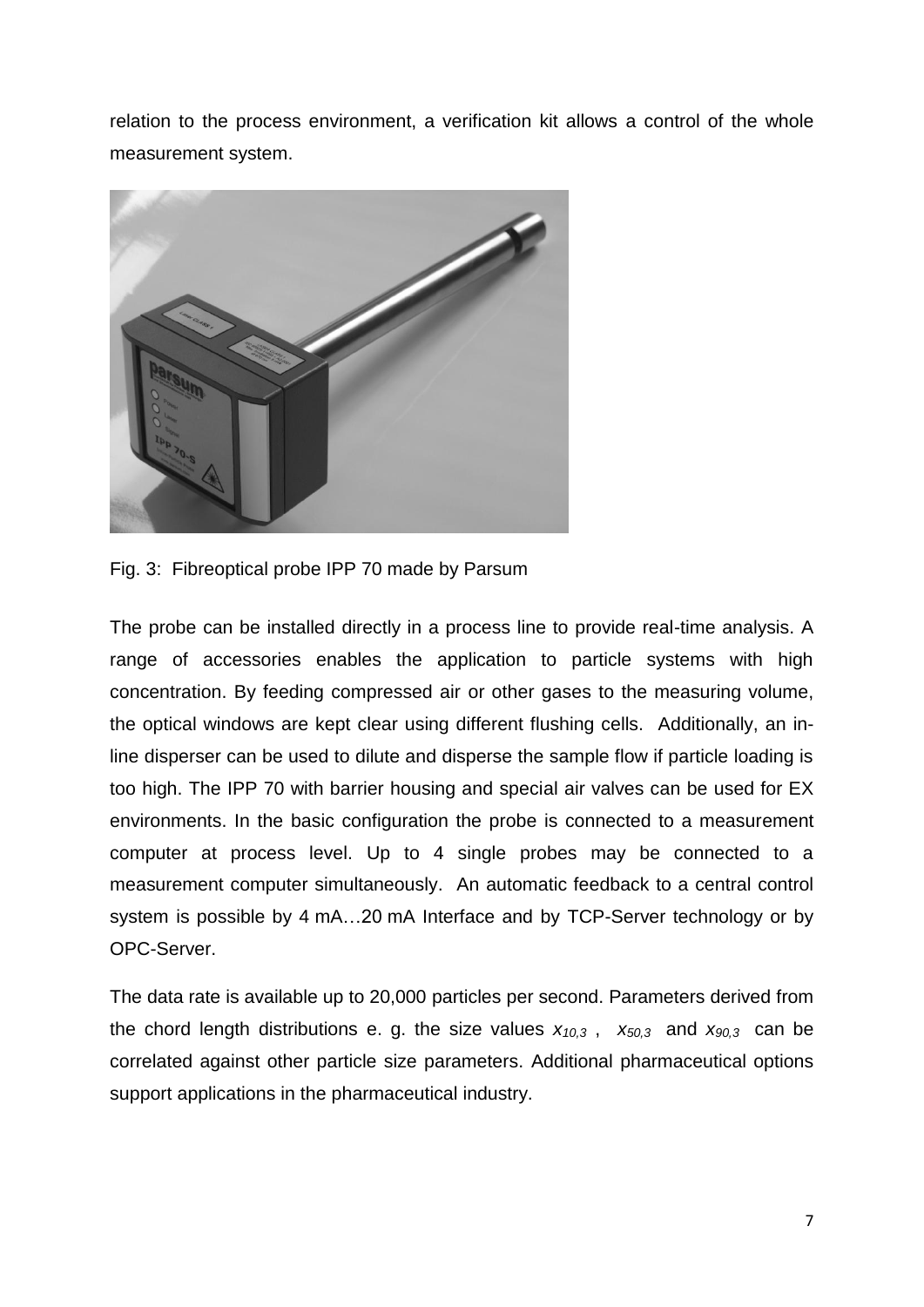relation to the process environment, a verification kit allows a control of the whole measurement system.

Fig. 3: Fibreoptical probe IPP 70 made by Parsum

The probe can be installed directly in a process line to provide real-time analysis. A range of accessories enables the application to particle systems with high concentration. By feeding compressed air or other gases to the measuring volume, the optical windows are kept clear using different flushing cells. Additionally, an in-line disperser can be used to dilute and disperse the sample flow if particle loading is too high. The IPP 70 with barrier housing and special air valves can be used for EX environments. In the basic configuration the probe is connected to a measurement computer at process level. Up to 4 single probes may be connected to a measurement computer simultaneously. An automatic feedback to a central control system is possible by 4 mA…20 mA Interface and by TCP-Server technology or by OPC-Server.

The data rate is available up to 20,000 particles per second. Parameters derived from the chord length distributions e. g. the size values $x_{10,3}$ , $x_{50,3}$ and $x_{90,3}$ can be correlated against other particle size parameters. Additional pharmaceutical options support applications in the pharmaceutical industry.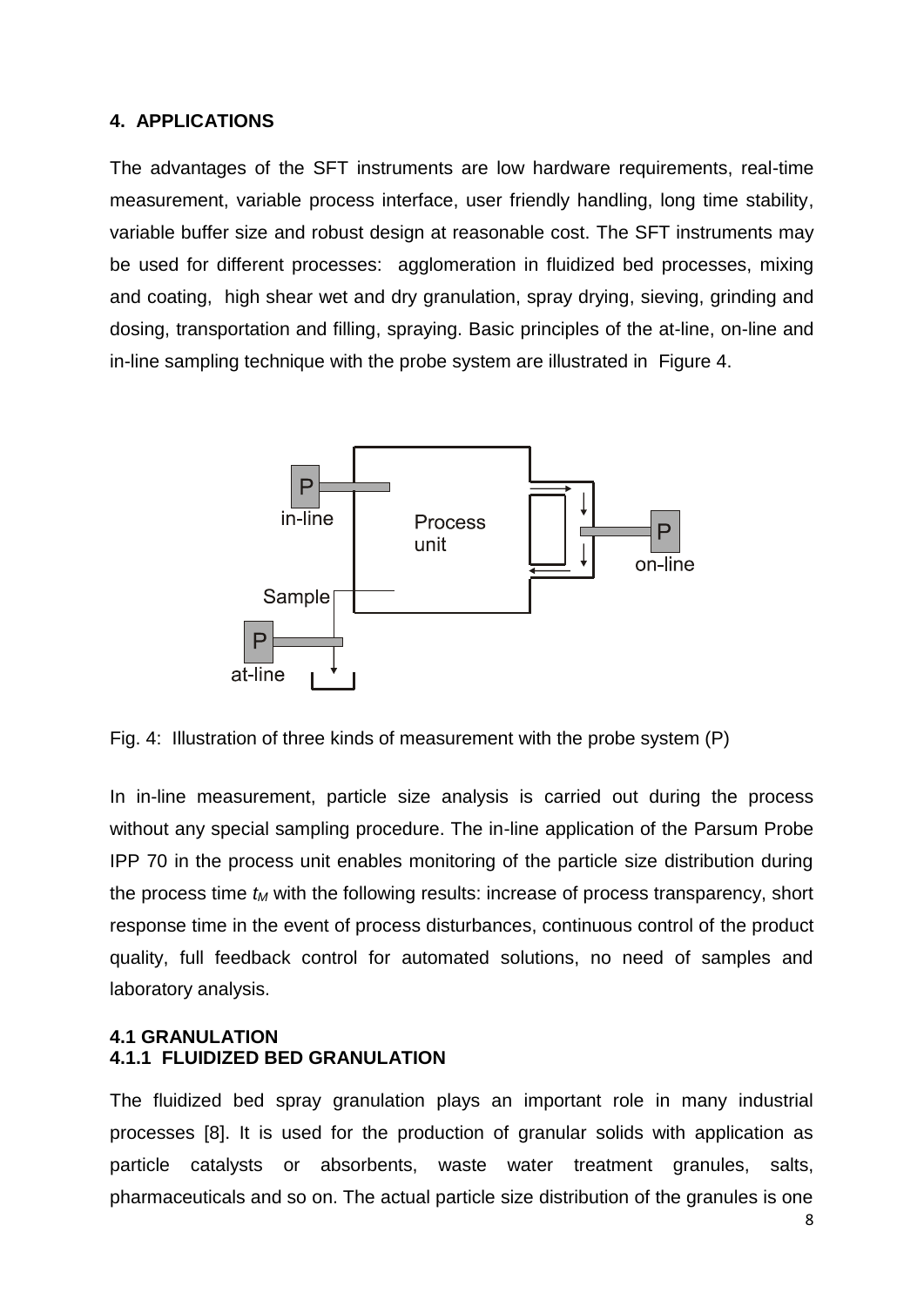## 4. APPLICATIONS

The advantages of the SFT instruments are low hardware requirements, real-time measurement, variable process interface, user friendly handling, long time stability, variable buffer size and robust design at reasonable cost. The SFT instruments may be used for different processes: agglomeration in fluidized bed processes, mixing and coating, high shear wet and dry granulation, spray drying, sieving, grinding and dosing, transportation and filling, spraying. Basic principles of the at-line, on-line and in-line sampling technique with the probe system are illustrated in Figure 4.

Fig. 4: Illustration of three kinds of measurement with the probe system (P)

In in-line measurement, particle size analysis is carried out during the process without any special sampling procedure. The in-line application of the Parsum Probe IPP 70 in the process unit enables monitoring of the particle size distribution during the process time $t_M$ with the following results: increase of process transparency, short response time in the event of process disturbances, continuous control of the product quality, full feedback control for automated solutions, no need of samples and laboratory analysis.

### 4.1 GRANULATION

#### 4.1.1 FLUIDIZED BED GRANULATION

The fluidized bed spray granulation plays an important role in many industrial processes [8]. It is used for the production of granular solids with application as particle catalysts or absorbents, waste water treatment granules, salts, pharmaceuticals and so on. The actual particle size distribution of the granules is one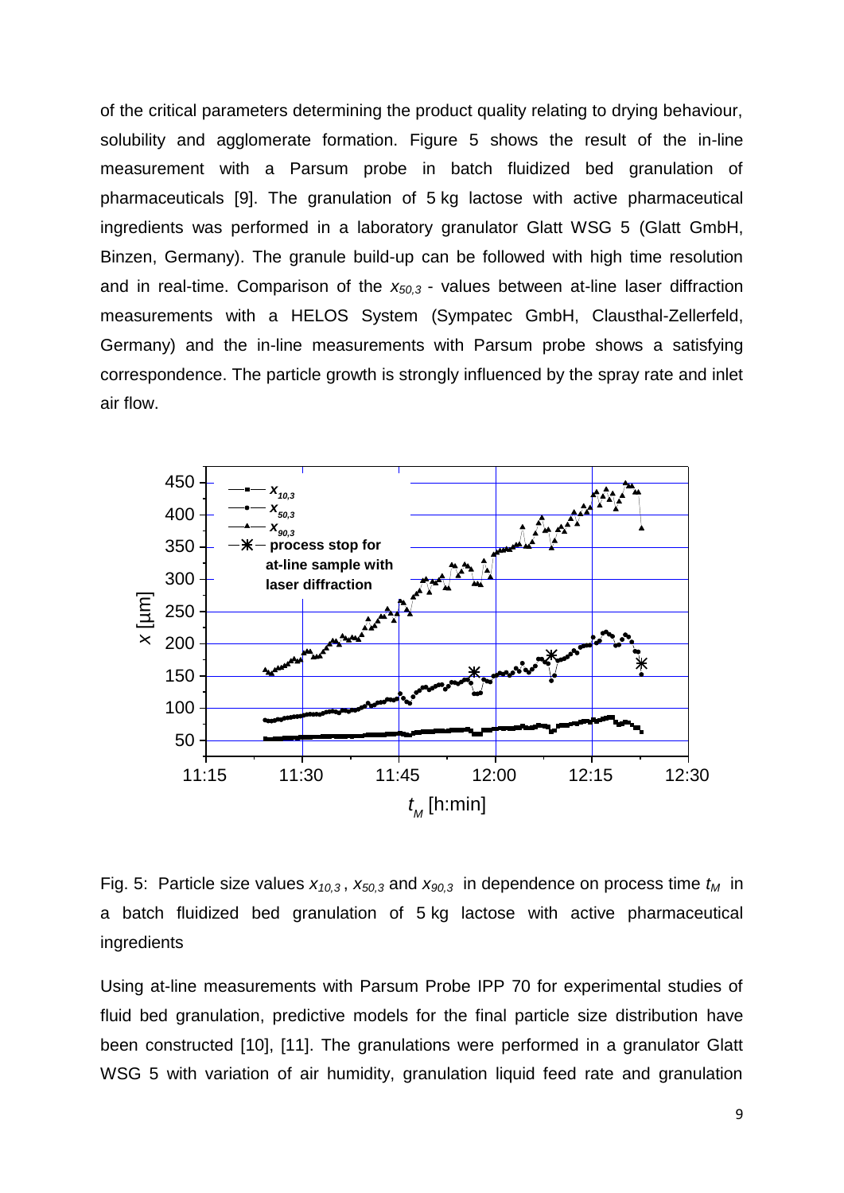of the critical parameters determining the product quality relating to drying behaviour, solubility and agglomerate formation. Figure 5 shows the result of the in-line measurement with a Parsum probe in batch fluidized bed granulation of pharmaceuticals [9]. The granulation of 5 kg lactose with active pharmaceutical ingredients was performed in a laboratory granulator Glatt WSG 5 (Glatt GmbH, Binzen, Germany). The granule build-up can be followed with high time resolution and in real-time. Comparison of the $x_{50,3}$ - values between at-line laser diffraction measurements with a HELOS System (Sympatec GmbH, Clausthal-Zellerfeld, Germany) and the in-line measurements with Parsum probe shows a satisfying correspondence. The particle growth is strongly influenced by the spray rate and inlet air flow.

Fig. 5: Particle size values $x_{10,3}$ , $x_{50,3}$ and $x_{90,3}$ in dependence on process time $t_M$ in a batch fluidized bed granulation of 5 kg lactose with active pharmaceutical ingredients

Using at-line measurements with Parsum Probe IPP 70 for experimental studies of fluid bed granulation, predictive models for the final particle size distribution have been constructed [10], [11]. The granulations were performed in a granulator Glatt WSG 5 with variation of air humidity, granulation liquid feed rate and granulation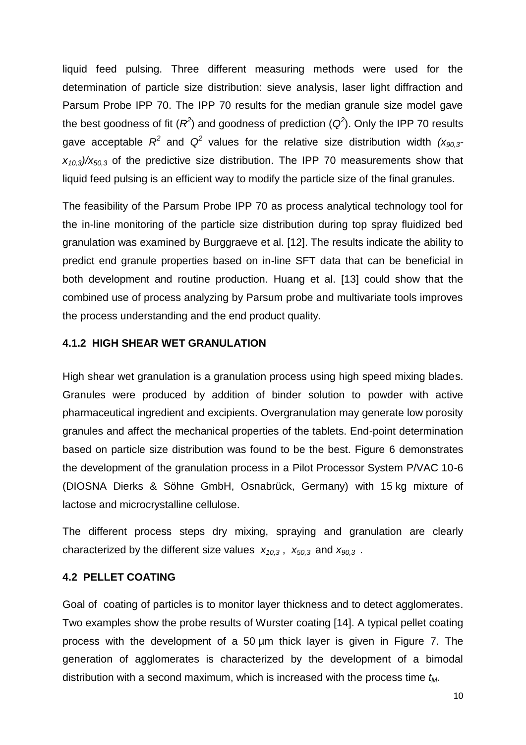liquid feed pulsing. Three different measuring methods were used for the determination of particle size distribution: sieve analysis, laser light diffraction and Parsum Probe IPP 70. The IPP 70 results for the median granule size model gave the best goodness of fit ($R^2$) and goodness of prediction ($Q^2$). Only the IPP 70 results gave acceptable $R^2$ and $Q^2$ values for the relative size distribution width $(x_{90,3}-x_{10,3})/x_{50,3}$ of the predictive size distribution. The IPP 70 measurements show that liquid feed pulsing is an efficient way to modify the particle size of the final granules.

The feasibility of the Parsum Probe IPP 70 as process analytical technology tool for the in-line monitoring of the particle size distribution during top spray fluidized bed granulation was examined by Burggraeve et al. [12]. The results indicate the ability to predict end granule properties based on in-line SFT data that can be beneficial in both development and routine production. Huang et al. [13] could show that the combined use of process analyzing by Parsum probe and multivariate tools improves the process understanding and the end product quality.

### 4.1.2 HIGH SHEAR WET GRANULATION

High shear wet granulation is a granulation process using high speed mixing blades. Granules were produced by addition of binder solution to powder with active pharmaceutical ingredient and excipients. Overgranulation may generate low porosity granules and affect the mechanical properties of the tablets. End-point determination based on particle size distribution was found to be the best. Figure 6 demonstrates the development of the granulation process in a Pilot Processor System P/VAC 10-6 (DIOSNA Dierks & Söhne GmbH, Osnabrück, Germany) with 15 kg mixture of lactose and microcrystalline cellulose.

The different process steps dry mixing, spraying and granulation are clearly characterized by the different size values $x_{10,3}$ , $x_{50,3}$ and $x_{90,3}$ .

## 4.2 PELLET COATING

Goal of coating of particles is to monitor layer thickness and to detect agglomerates. Two examples show the probe results of Wurster coating [14]. A typical pellet coating process with the development of a 50 µm thick layer is given in Figure 7. The generation of agglomerates is characterized by the development of a bimodal distribution with a second maximum, which is increased with the process time $t_M$.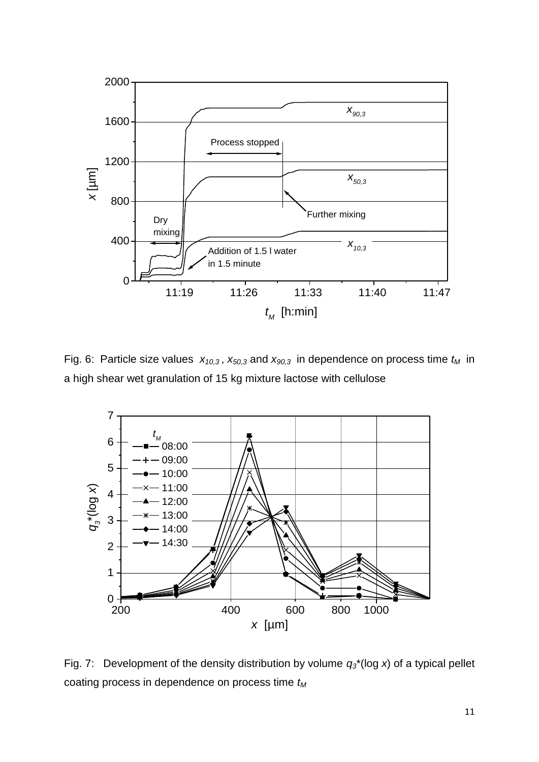Fig. 6: Particle size values $x_{10,3}$ , $x_{50,3}$ and $x_{90,3}$ in dependence on process time $t_M$ in a high shear wet granulation of 15 kg mixture lactose with cellulose

Fig. 7: Development of the density distribution by volume $q_3$*(log $x$) of a typical pellet coating process in dependence on process time $t_M$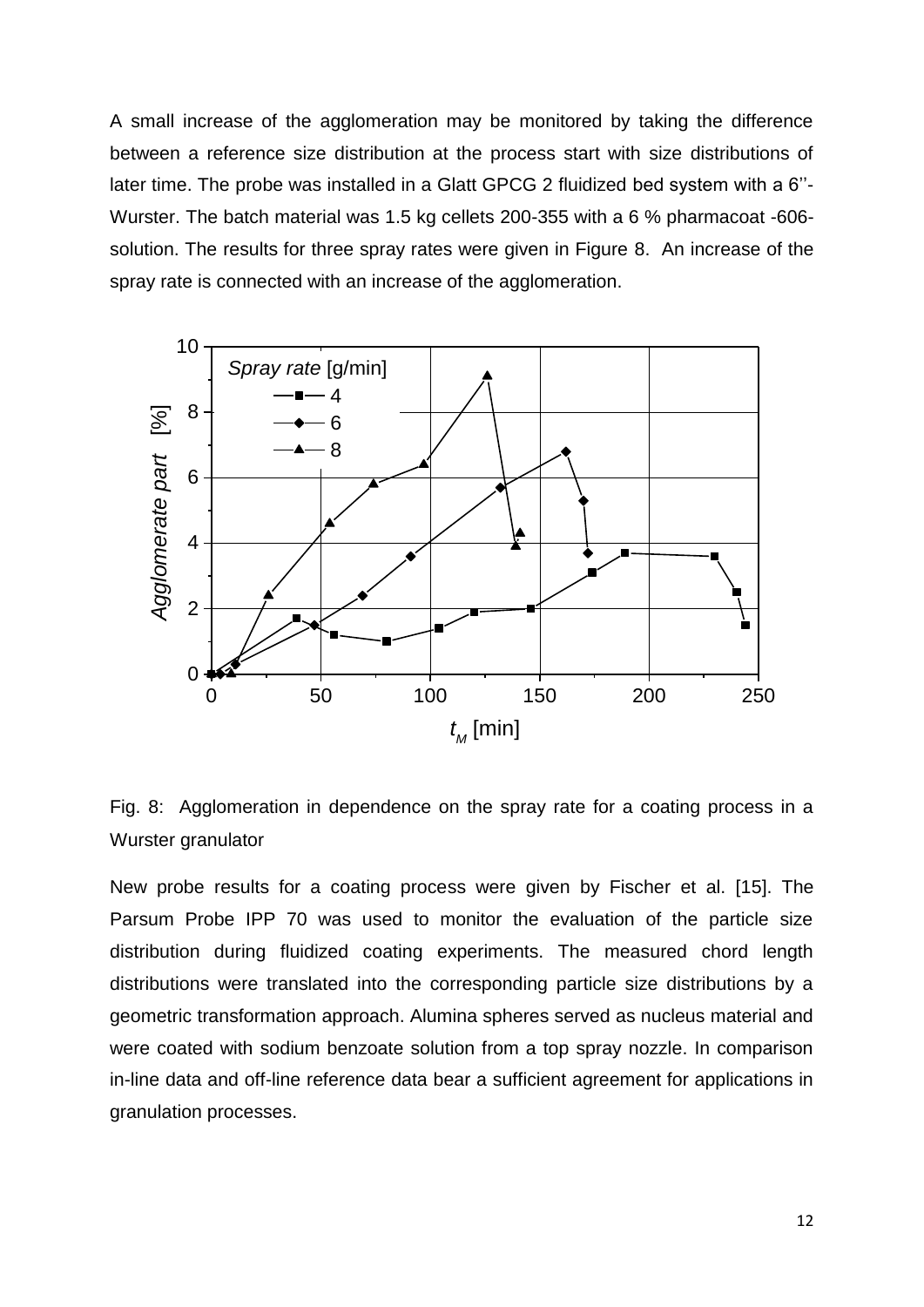A small increase of the agglomeration may be monitored by taking the difference between a reference size distribution at the process start with size distributions of later time. The probe was installed in a Glatt GPCG 2 fluidized bed system with a 6''-Wurster. The batch material was 1.5 kg cellets 200-355 with a 6 % pharmacoat -606-solution. The results for three spray rates were given in Figure 8. An increase of the spray rate is connected with an increase of the agglomeration.

Fig. 8: Agglomeration in dependence on the spray rate for a coating process in a Wurster granulator

New probe results for a coating process were given by Fischer et al. [15]. The Parsum Probe IPP 70 was used to monitor the evaluation of the particle size distribution during fluidized coating experiments. The measured chord length distributions were translated into the corresponding particle size distributions by a geometric transformation approach. Alumina spheres served as nucleus material and were coated with sodium benzoate solution from a top spray nozzle. In comparison in-line data and off-line reference data bear a sufficient agreement for applications in granulation processes.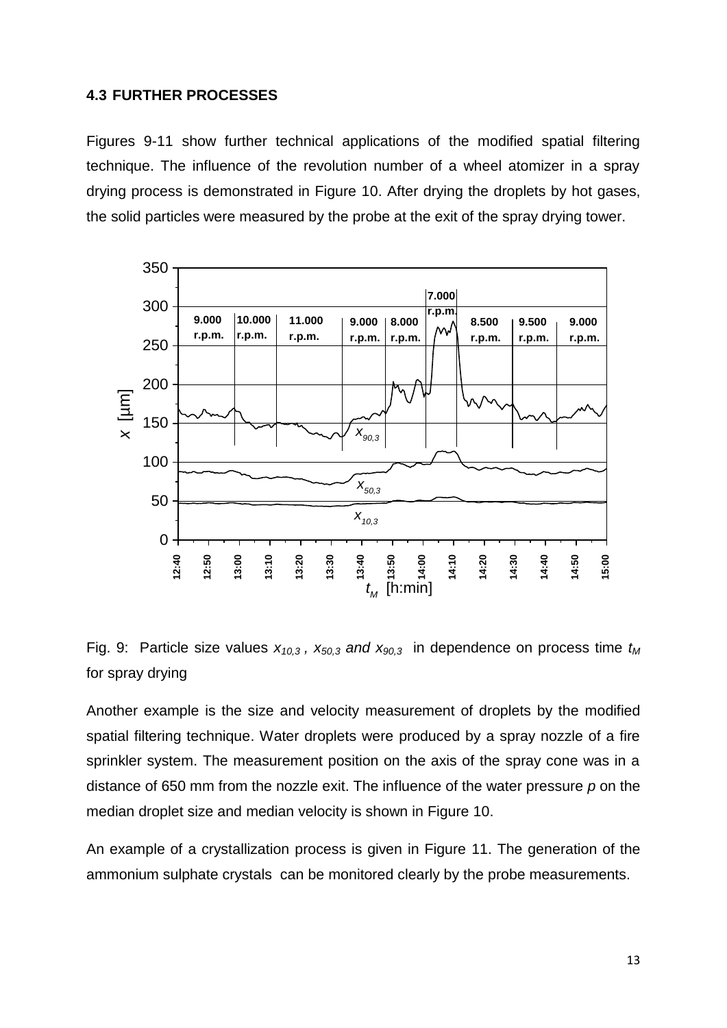### 4.3 FURTHER PROCESSES

Figures 9-11 show further technical applications of the modified spatial filtering technique. The influence of the revolution number of a wheel atomizer in a spray drying process is demonstrated in Figure 10. After drying the droplets by hot gases, the solid particles were measured by the probe at the exit of the spray drying tower.

Fig. 9: Particle size values $x_{10,3}$ , $x_{50,3}$ *and* $x_{90,3}$ in dependence on process time $t_M$ for spray drying

Another example is the size and velocity measurement of droplets by the modified spatial filtering technique. Water droplets were produced by a spray nozzle of a fire sprinkler system. The measurement position on the axis of the spray cone was in a distance of 650 mm from the nozzle exit. The influence of the water pressure $p$ on the median droplet size and median velocity is shown in Figure 10.

An example of a crystallization process is given in Figure 11. The generation of the ammonium sulphate crystals can be monitored clearly by the probe measurements.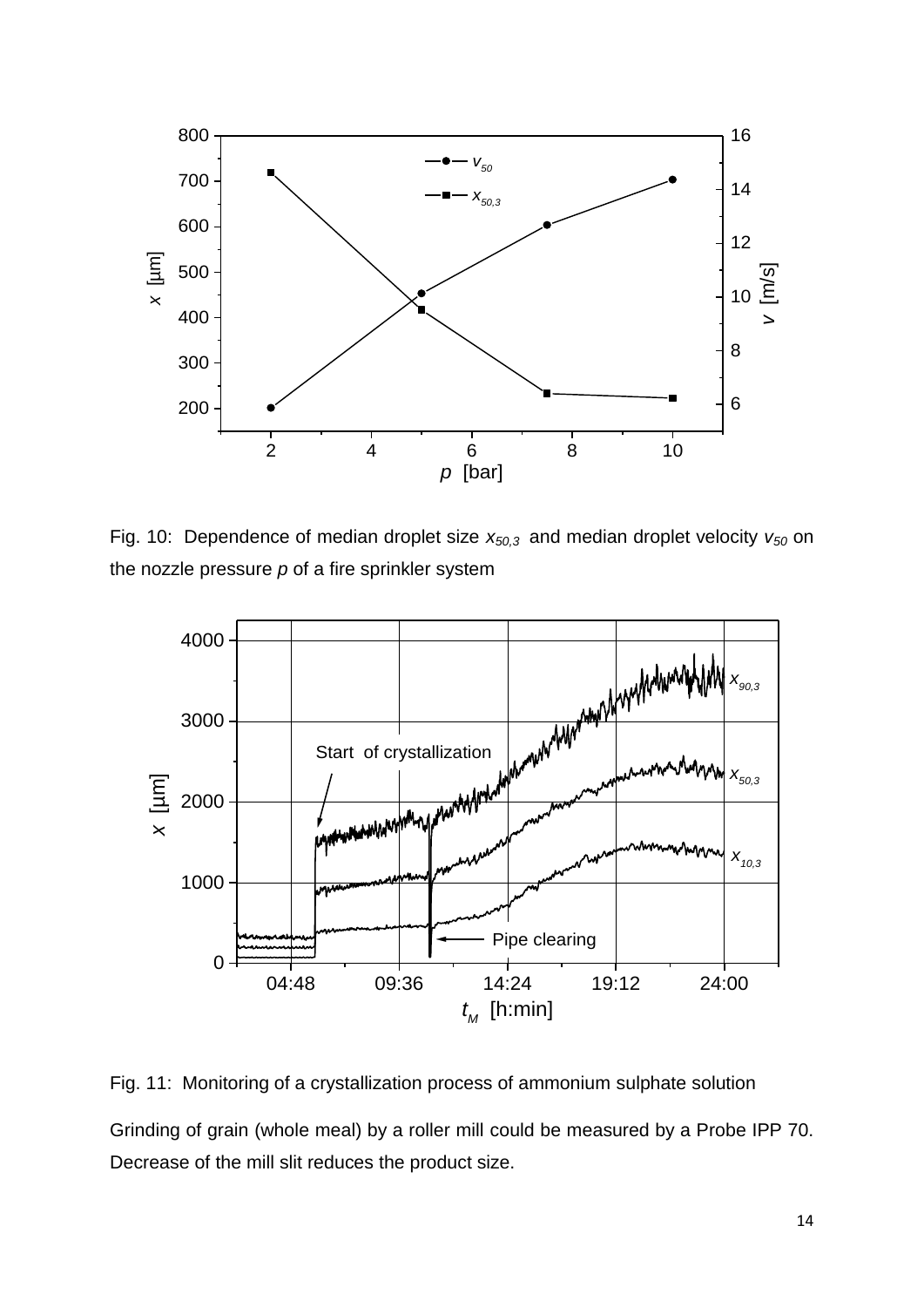Fig. 10: Dependence of median droplet size $x_{50,3}$ and median droplet velocity $v_{50}$ on the nozzle pressure $p$ of a fire sprinkler system

Fig. 11: Monitoring of a crystallization process of ammonium sulphate solution

Grinding of grain (whole meal) by a roller mill could be measured by a Probe IPP 70. Decrease of the mill slit reduces the product size.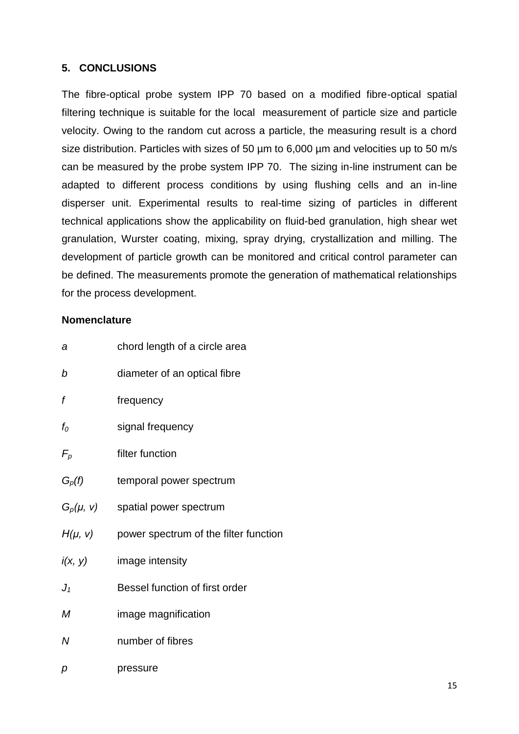## 5. CONCLUSIONS

The fibre-optical probe system IPP 70 based on a modified fibre-optical spatial filtering technique is suitable for the local measurement of particle size and particle velocity. Owing to the random cut across a particle, the measuring result is a chord size distribution. Particles with sizes of 50 µm to 6,000 µm and velocities up to 50 m/s can be measured by the probe system IPP 70. The sizing in-line instrument can be adapted to different process conditions by using flushing cells and an in-line disperser unit. Experimental results to real-time sizing of particles in different technical applications show the applicability on fluid-bed granulation, high shear wet granulation, Wurster coating, mixing, spray drying, crystallization and milling. The development of particle growth can be monitored and critical control parameter can be defined. The measurements promote the generation of mathematical relationships for the process development.

### Nomenclature

| | |
|---|---|
| $a$ | chord length of a circle area |
| $b$ | diameter of an optical fibre |
| $f$ | frequency |
| $f_0$ | signal frequency |
| $F_p$ | filter function |
| $G_p(f)$ | temporal power spectrum |
| $G_p(\mu, v)$ | spatial power spectrum |
| $H(\mu, v)$ | power spectrum of the filter function |
| $i(x, y)$ | image intensity |
| $J_1$ | Bessel function of first order |
| $M$ | image magnification |
| $N$ | number of fibres |
| $p$ | pressure |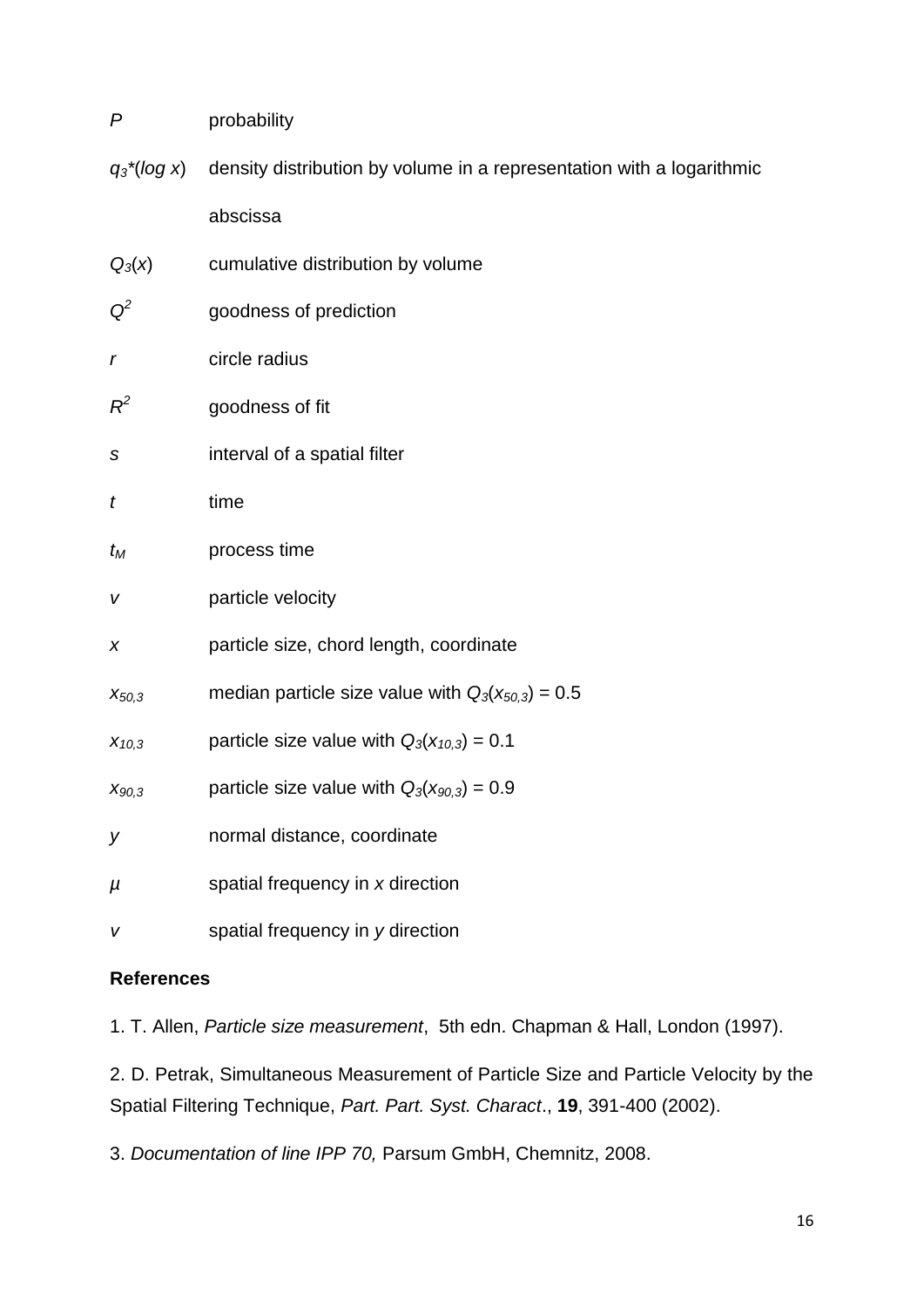$P$ probability

$q_3^*(\log x)$ density distribution by volume in a representation with a logarithmic abscissa

$Q_3(x)$ cumulative distribution by volume

$Q^2$ goodness of prediction

$r$ circle radius

$R^2$ goodness of fit

$s$ interval of a spatial filter

$t$ time

$t_M$ process time

$v$ particle velocity

$x$ particle size, chord length, coordinate

$x_{50,3}$ median particle size value with $Q_3(x_{50,3}) = 0.5$

$x_{10,3}$ particle size value with $Q_3(x_{10,3}) = 0.1$

$x_{90,3}$ particle size value with $Q_3(x_{90,3}) = 0.9$

$y$ normal distance, coordinate

$\mu$ spatial frequency in $x$ direction

$v$ spatial frequency in $y$ direction

**References**

1. T. Allen, *Particle size measurement*, 5th edn. Chapman & Hall, London (1997).

2. D. Petrak, Simultaneous Measurement of Particle Size and Particle Velocity by the Spatial Filtering Technique, *Part. Part. Syst. Charact*., **19**, 391-400 (2002).

3. *Documentation of line IPP 70,* Parsum GmbH, Chemnitz, 2008.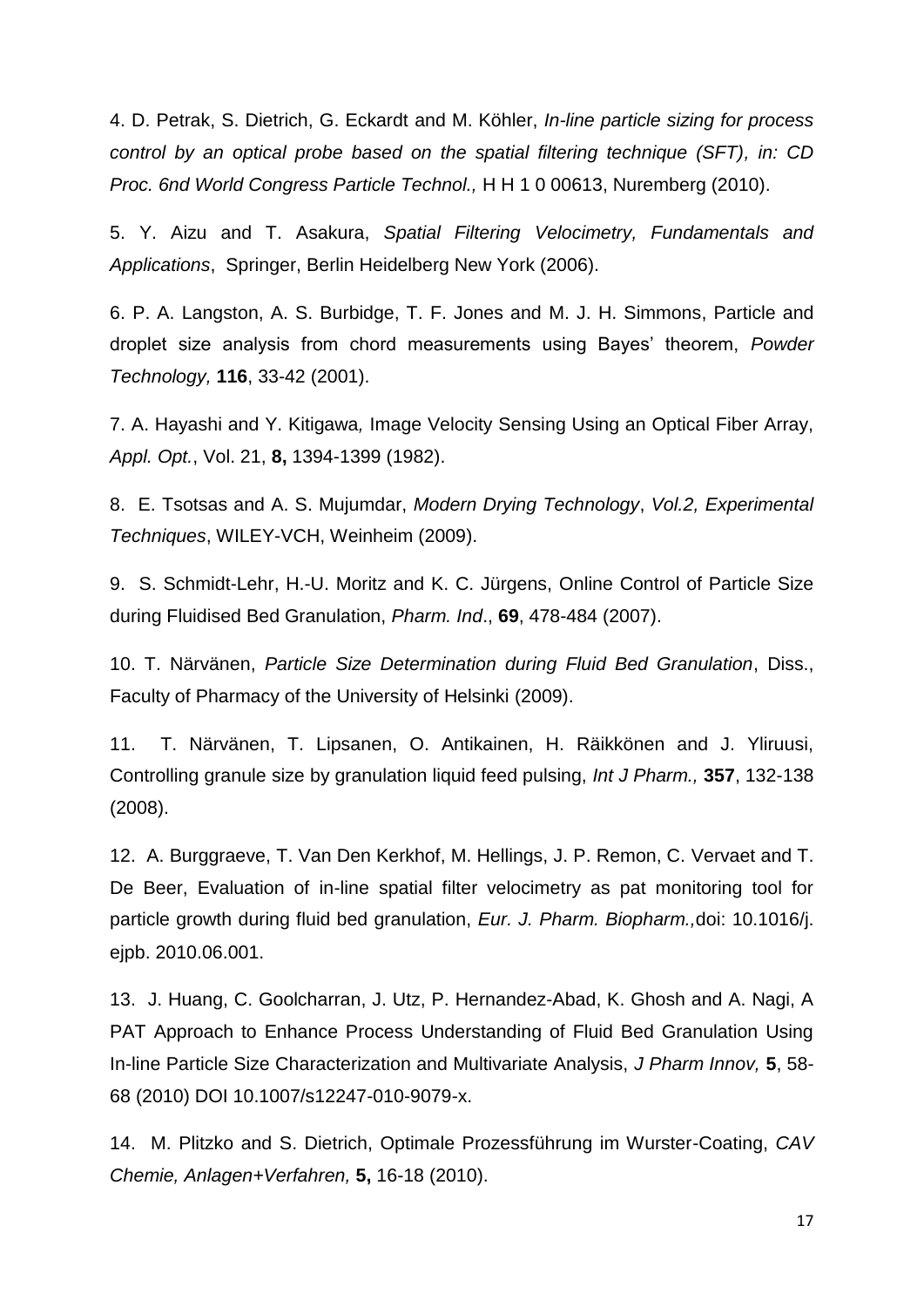4. D. Petrak, S. Dietrich, G. Eckardt and M. Köhler, *In-line particle sizing for process control by an optical probe based on the spatial filtering technique (SFT), in: CD Proc. 6nd World Congress Particle Technol.,* H H 1 0 00613, Nuremberg (2010).

5. Y. Aizu and T. Asakura, *Spatial Filtering Velocimetry, Fundamentals and Applications*, Springer, Berlin Heidelberg New York (2006).

6. P. A. Langston, A. S. Burbidge, T. F. Jones and M. J. H. Simmons, Particle and droplet size analysis from chord measurements using Bayes' theorem, *Powder Technology,* **116**, 33-42 (2001).

7. A. Hayashi and Y. Kitigawa*,* Image Velocity Sensing Using an Optical Fiber Array, *Appl. Opt.*, Vol. 21, **8,** 1394-1399 (1982).

8. E. Tsotsas and A. S. Mujumdar, *Modern Drying Technology*, *Vol.2, Experimental Techniques*, WILEY-VCH, Weinheim (2009).

9. S. Schmidt-Lehr, H.-U. Moritz and K. C. Jürgens, Online Control of Particle Size during Fluidised Bed Granulation, *Pharm. Ind*., **69**, 478-484 (2007).

10. T. Närvänen, *Particle Size Determination during Fluid Bed Granulation*, Diss., Faculty of Pharmacy of the University of Helsinki (2009).

11. T. Närvänen, T. Lipsanen, O. Antikainen, H. Räikkönen and J. Yliruusi, Controlling granule size by granulation liquid feed pulsing, *Int J Pharm.,* **357**, 132-138 (2008).

12. A. Burggraeve, T. Van Den Kerkhof, M. Hellings, J. P. Remon, C. Vervaet and T. De Beer, Evaluation of in-line spatial filter velocimetry as pat monitoring tool for particle growth during fluid bed granulation, *Eur. J. Pharm. Biopharm.,*doi: 10.1016/j. ejpb. 2010.06.001.

13. J. Huang, C. Goolcharran, J. Utz, P. Hernandez-Abad, K. Ghosh and A. Nagi, A PAT Approach to Enhance Process Understanding of Fluid Bed Granulation Using In-line Particle Size Characterization and Multivariate Analysis, *J Pharm Innov,* **5**, 58-68 (2010) DOI 10.1007/s12247-010-9079-x.

14. M. Plitzko and S. Dietrich, Optimale Prozessführung im Wurster-Coating, *CAV Chemie, Anlagen+Verfahren,* **5,** 16-18 (2010).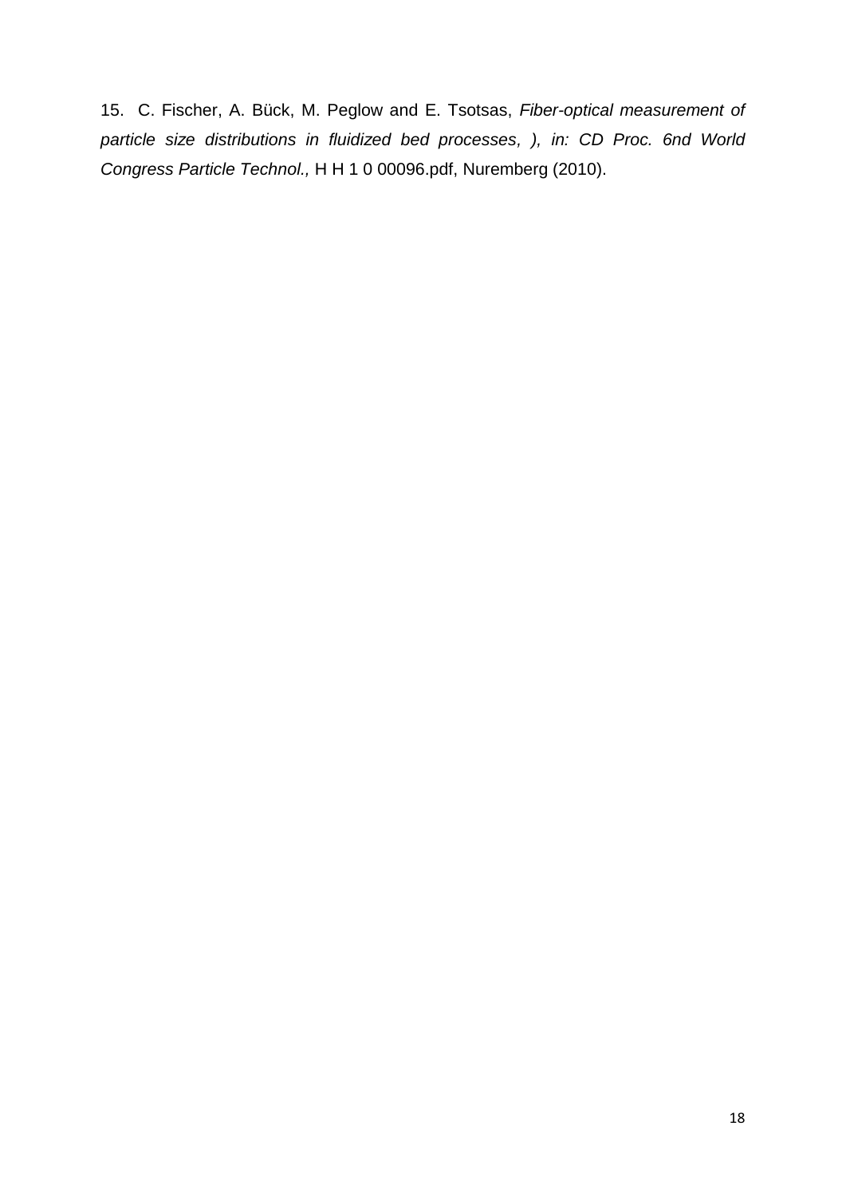15. C. Fischer, A. Bück, M. Peglow and E. Tsotsas, *Fiber-optical measurement of particle size distributions in fluidized bed processes, ), in: CD Proc. 6nd World Congress Particle Technol.,* H H 1 0 00096.pdf, Nuremberg (2010).